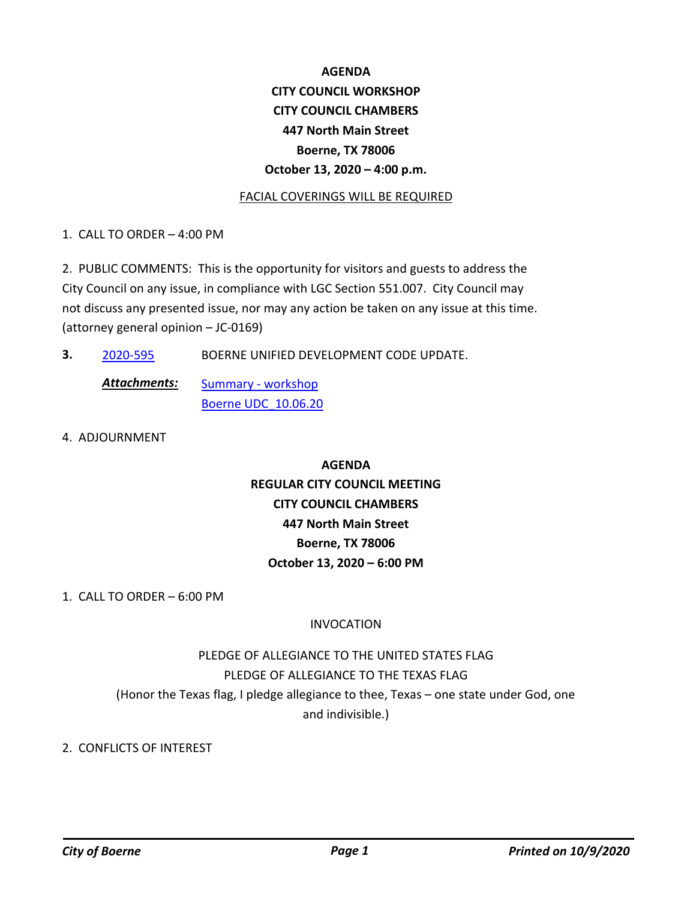**AGENDA**

**CITY COUNCIL WORKSHOP**

**CITY COUNCIL CHAMBERS**

**447 North Main Street**

**Boerne, TX 78006**

**October 13, 2020 – 4:00 p.m.**

FACIAL COVERINGS WILL BE REQUIRED

1. CALL TO ORDER – 4:00 PM

2. PUBLIC COMMENTS: This is the opportunity for visitors and guests to address the City Council on any issue, in compliance with LGC Section 551.007. City Council may not discuss any presented issue, nor may any action be taken on any issue at this time. (attorney general opinion – JC-0169)

**3.** 2020-595 BOERNE UNIFIED DEVELOPMENT CODE UPDATE.

***Attachments:*** Summary - workshop
Boerne UDC_10.06.20

4. ADJOURNMENT

**AGENDA**

**REGULAR CITY COUNCIL MEETING**

**CITY COUNCIL CHAMBERS**

**447 North Main Street**

**Boerne, TX 78006**

**October 13, 2020 – 6:00 PM**

1. CALL TO ORDER – 6:00 PM

INVOCATION

PLEDGE OF ALLEGIANCE TO THE UNITED STATES FLAG

PLEDGE OF ALLEGIANCE TO THE TEXAS FLAG

(Honor the Texas flag, I pledge allegiance to thee, Texas – one state under God, one and indivisible.)

2. CONFLICTS OF INTEREST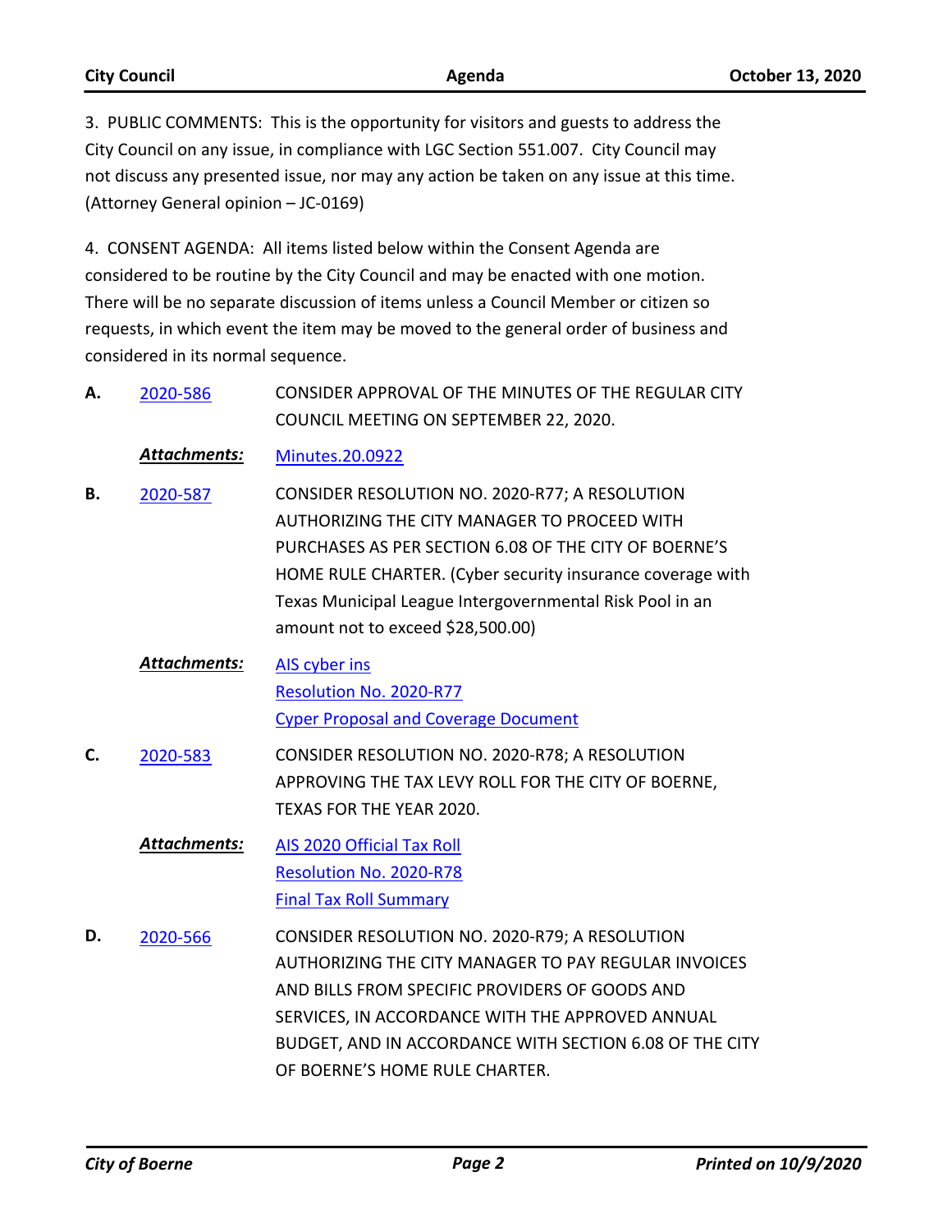3. PUBLIC COMMENTS: This is the opportunity for visitors and guests to address the City Council on any issue, in compliance with LGC Section 551.007. City Council may not discuss any presented issue, nor may any action be taken on any issue at this time. (Attorney General opinion – JC-0169)

4. CONSENT AGENDA: All items listed below within the Consent Agenda are considered to be routine by the City Council and may be enacted with one motion. There will be no separate discussion of items unless a Council Member or citizen so requests, in which event the item may be moved to the general order of business and considered in its normal sequence.

**A.** 2020-586 — CONSIDER APPROVAL OF THE MINUTES OF THE REGULAR CITY COUNCIL MEETING ON SEPTEMBER 22, 2020.

***Attachments:*** Minutes.20.0922

**B.** 2020-587 — CONSIDER RESOLUTION NO. 2020-R77; A RESOLUTION AUTHORIZING THE CITY MANAGER TO PROCEED WITH PURCHASES AS PER SECTION 6.08 OF THE CITY OF BOERNE'S HOME RULE CHARTER. (Cyber security insurance coverage with Texas Municipal League Intergovernmental Risk Pool in an amount not to exceed $28,500.00)

***Attachments:*** AIS cyber ins
Resolution No. 2020-R77
Cyper Proposal and Coverage Document

**C.** 2020-583 — CONSIDER RESOLUTION NO. 2020-R78; A RESOLUTION APPROVING THE TAX LEVY ROLL FOR THE CITY OF BOERNE, TEXAS FOR THE YEAR 2020.

***Attachments:*** AIS 2020 Official Tax Roll
Resolution No. 2020-R78
Final Tax Roll Summary

**D.** 2020-566 — CONSIDER RESOLUTION NO. 2020-R79; A RESOLUTION AUTHORIZING THE CITY MANAGER TO PAY REGULAR INVOICES AND BILLS FROM SPECIFIC PROVIDERS OF GOODS AND SERVICES, IN ACCORDANCE WITH THE APPROVED ANNUAL BUDGET, AND IN ACCORDANCE WITH SECTION 6.08 OF THE CITY OF BOERNE'S HOME RULE CHARTER.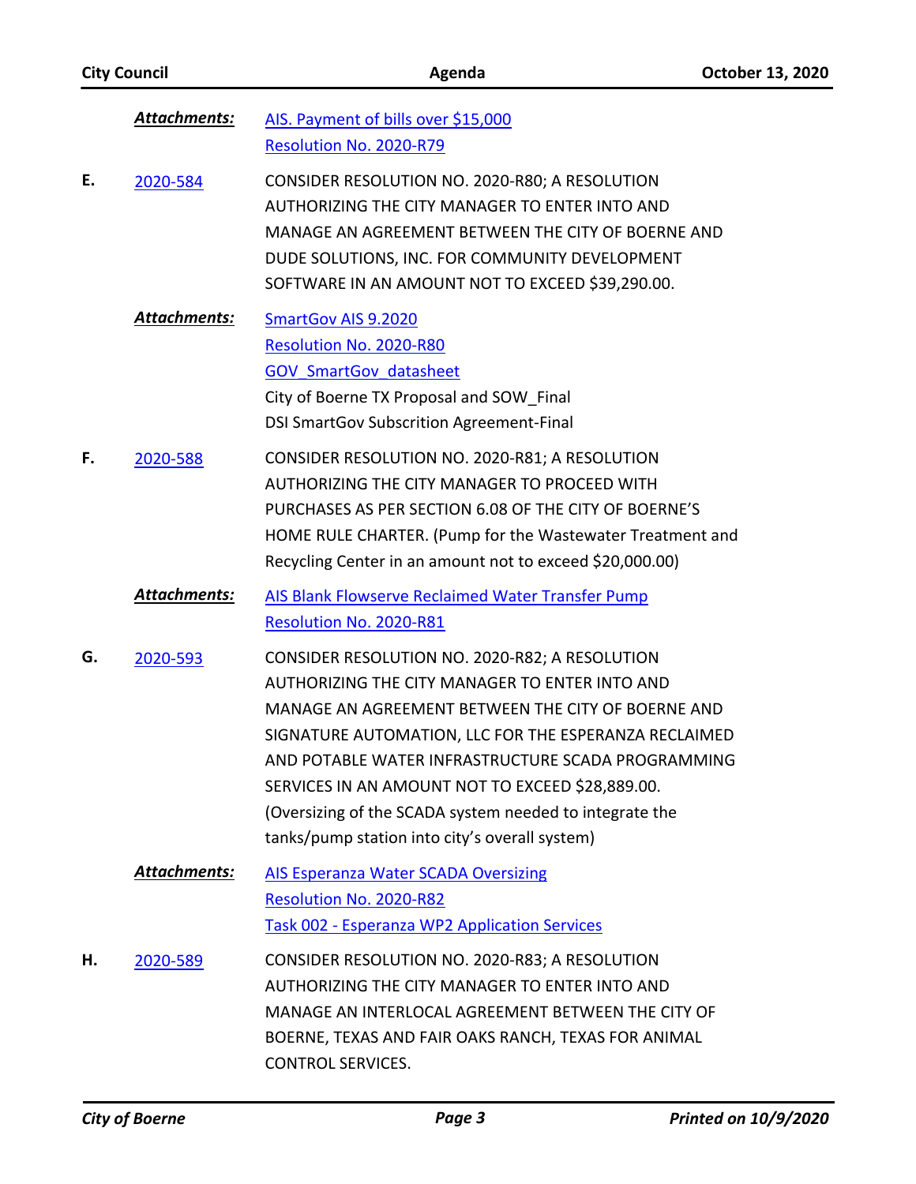***Attachments:*** AIS. Payment of bills over $15,000
Resolution No. 2020-R79

**E.** 2020-584 CONSIDER RESOLUTION NO. 2020-R80; A RESOLUTION AUTHORIZING THE CITY MANAGER TO ENTER INTO AND MANAGE AN AGREEMENT BETWEEN THE CITY OF BOERNE AND DUDE SOLUTIONS, INC. FOR COMMUNITY DEVELOPMENT SOFTWARE IN AN AMOUNT NOT TO EXCEED $39,290.00.

***Attachments:*** SmartGov AIS 9.2020
Resolution No. 2020-R80
GOV_SmartGov_datasheet
City of Boerne TX Proposal and SOW_Final
DSI SmartGov Subscrition Agreement-Final

**F.** 2020-588 CONSIDER RESOLUTION NO. 2020-R81; A RESOLUTION AUTHORIZING THE CITY MANAGER TO PROCEED WITH PURCHASES AS PER SECTION 6.08 OF THE CITY OF BOERNE'S HOME RULE CHARTER. (Pump for the Wastewater Treatment and Recycling Center in an amount not to exceed $20,000.00)

***Attachments:*** AIS Blank Flowserve Reclaimed Water Transfer Pump
Resolution No. 2020-R81

**G.** 2020-593 CONSIDER RESOLUTION NO. 2020-R82; A RESOLUTION AUTHORIZING THE CITY MANAGER TO ENTER INTO AND MANAGE AN AGREEMENT BETWEEN THE CITY OF BOERNE AND SIGNATURE AUTOMATION, LLC FOR THE ESPERANZA RECLAIMED AND POTABLE WATER INFRASTRUCTURE SCADA PROGRAMMING SERVICES IN AN AMOUNT NOT TO EXCEED $28,889.00. (Oversizing of the SCADA system needed to integrate the tanks/pump station into city's overall system)

***Attachments:*** AIS Esperanza Water SCADA Oversizing
Resolution No. 2020-R82
Task 002 - Esperanza WP2 Application Services

**H.** 2020-589 CONSIDER RESOLUTION NO. 2020-R83; A RESOLUTION AUTHORIZING THE CITY MANAGER TO ENTER INTO AND MANAGE AN INTERLOCAL AGREEMENT BETWEEN THE CITY OF BOERNE, TEXAS AND FAIR OAKS RANCH, TEXAS FOR ANIMAL CONTROL SERVICES.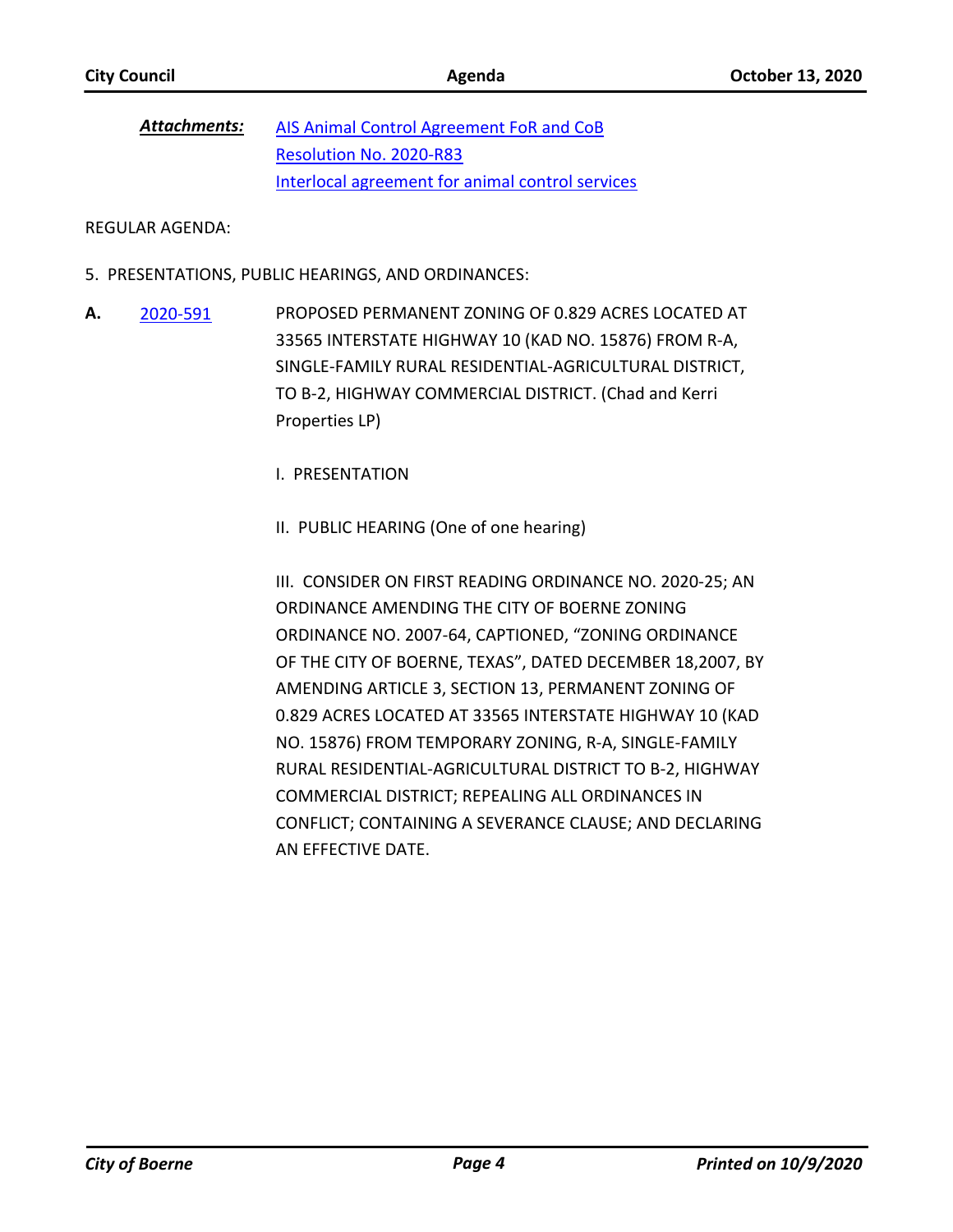***Attachments:*** AIS Animal Control Agreement FoR and CoB
Resolution No. 2020-R83
Interlocal agreement for animal control services

REGULAR AGENDA:

5. PRESENTATIONS, PUBLIC HEARINGS, AND ORDINANCES:

**A.** 2020-591 PROPOSED PERMANENT ZONING OF 0.829 ACRES LOCATED AT 33565 INTERSTATE HIGHWAY 10 (KAD NO. 15876) FROM R-A, SINGLE-FAMILY RURAL RESIDENTIAL-AGRICULTURAL DISTRICT, TO B-2, HIGHWAY COMMERCIAL DISTRICT. (Chad and Kerri Properties LP)

I. PRESENTATION

II. PUBLIC HEARING (One of one hearing)

III. CONSIDER ON FIRST READING ORDINANCE NO. 2020-25; AN ORDINANCE AMENDING THE CITY OF BOERNE ZONING ORDINANCE NO. 2007-64, CAPTIONED, "ZONING ORDINANCE OF THE CITY OF BOERNE, TEXAS", DATED DECEMBER 18,2007, BY AMENDING ARTICLE 3, SECTION 13, PERMANENT ZONING OF 0.829 ACRES LOCATED AT 33565 INTERSTATE HIGHWAY 10 (KAD NO. 15876) FROM TEMPORARY ZONING, R-A, SINGLE-FAMILY RURAL RESIDENTIAL-AGRICULTURAL DISTRICT TO B-2, HIGHWAY COMMERCIAL DISTRICT; REPEALING ALL ORDINANCES IN CONFLICT; CONTAINING A SEVERANCE CLAUSE; AND DECLARING AN EFFECTIVE DATE.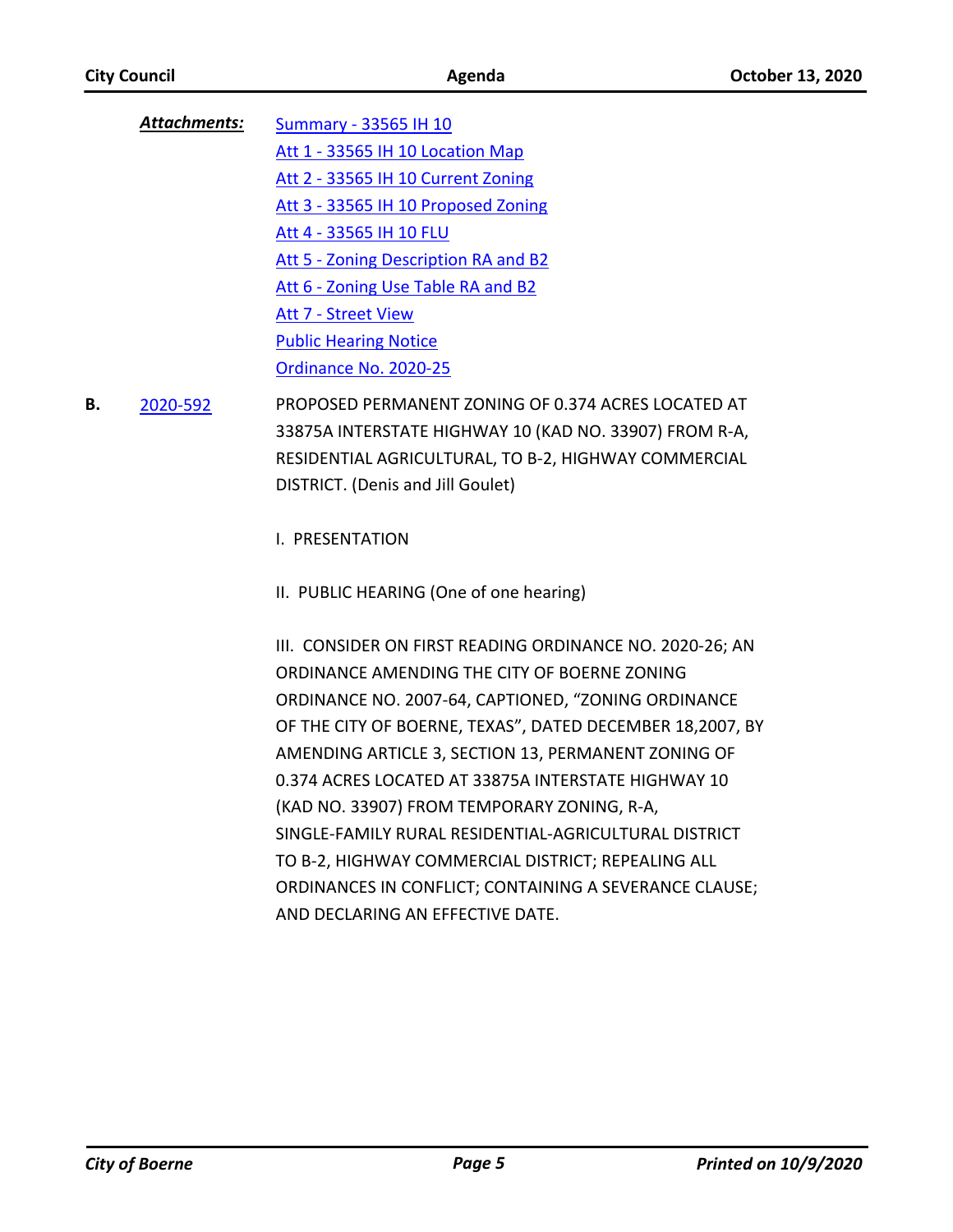***Attachments:*** Summary - 33565 IH 10
Att 1 - 33565 IH 10 Location Map
Att 2 - 33565 IH 10 Current Zoning
Att 3 - 33565 IH 10 Proposed Zoning
Att 4 - 33565 IH 10 FLU
Att 5 - Zoning Description RA and B2
Att 6 - Zoning Use Table RA and B2
Att 7 - Street View
Public Hearing Notice
Ordinance No. 2020-25

**B.** 2020-592 PROPOSED PERMANENT ZONING OF 0.374 ACRES LOCATED AT 33875A INTERSTATE HIGHWAY 10 (KAD NO. 33907) FROM R-A, RESIDENTIAL AGRICULTURAL, TO B-2, HIGHWAY COMMERCIAL DISTRICT. (Denis and Jill Goulet)

I. PRESENTATION

II. PUBLIC HEARING (One of one hearing)

III. CONSIDER ON FIRST READING ORDINANCE NO. 2020-26; AN ORDINANCE AMENDING THE CITY OF BOERNE ZONING ORDINANCE NO. 2007-64, CAPTIONED, "ZONING ORDINANCE OF THE CITY OF BOERNE, TEXAS", DATED DECEMBER 18,2007, BY AMENDING ARTICLE 3, SECTION 13, PERMANENT ZONING OF 0.374 ACRES LOCATED AT 33875A INTERSTATE HIGHWAY 10 (KAD NO. 33907) FROM TEMPORARY ZONING, R-A, SINGLE-FAMILY RURAL RESIDENTIAL-AGRICULTURAL DISTRICT TO B-2, HIGHWAY COMMERCIAL DISTRICT; REPEALING ALL ORDINANCES IN CONFLICT; CONTAINING A SEVERANCE CLAUSE; AND DECLARING AN EFFECTIVE DATE.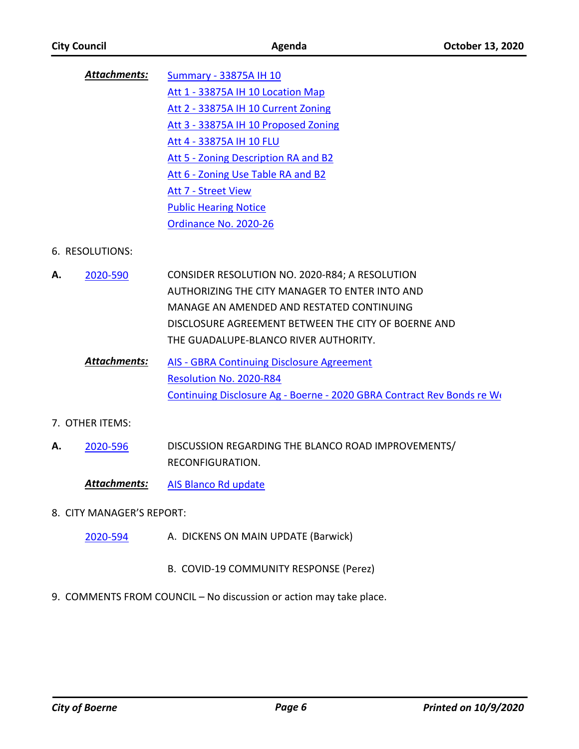***Attachments:***

- Summary - 33875A IH 10
- Att 1 - 33875A IH 10 Location Map
- Att 2 - 33875A IH 10 Current Zoning
- Att 3 - 33875A IH 10 Proposed Zoning
- Att 4 - 33875A IH 10 FLU
- Att 5 - Zoning Description RA and B2
- Att 6 - Zoning Use Table RA and B2
- Att 7 - Street View
- Public Hearing Notice
- Ordinance No. 2020-26

6. RESOLUTIONS:

**A.** 2020-590 — CONSIDER RESOLUTION NO. 2020-R84; A RESOLUTION AUTHORIZING THE CITY MANAGER TO ENTER INTO AND MANAGE AN AMENDED AND RESTATED CONTINUING DISCLOSURE AGREEMENT BETWEEN THE CITY OF BOERNE AND THE GUADALUPE-BLANCO RIVER AUTHORITY.

***Attachments:***

- AIS - GBRA Continuing Disclosure Agreement
- Resolution No. 2020-R84
- Continuing Disclosure Ag - Boerne - 2020 GBRA Contract Rev Bonds re We

7. OTHER ITEMS:

**A.** 2020-596 — DISCUSSION REGARDING THE BLANCO ROAD IMPROVEMENTS/ RECONFIGURATION.

***Attachments:***

- AIS Blanco Rd update

8. CITY MANAGER'S REPORT:

2020-594 — A. DICKENS ON MAIN UPDATE (Barwick)

B. COVID-19 COMMUNITY RESPONSE (Perez)

9. COMMENTS FROM COUNCIL – No discussion or action may take place.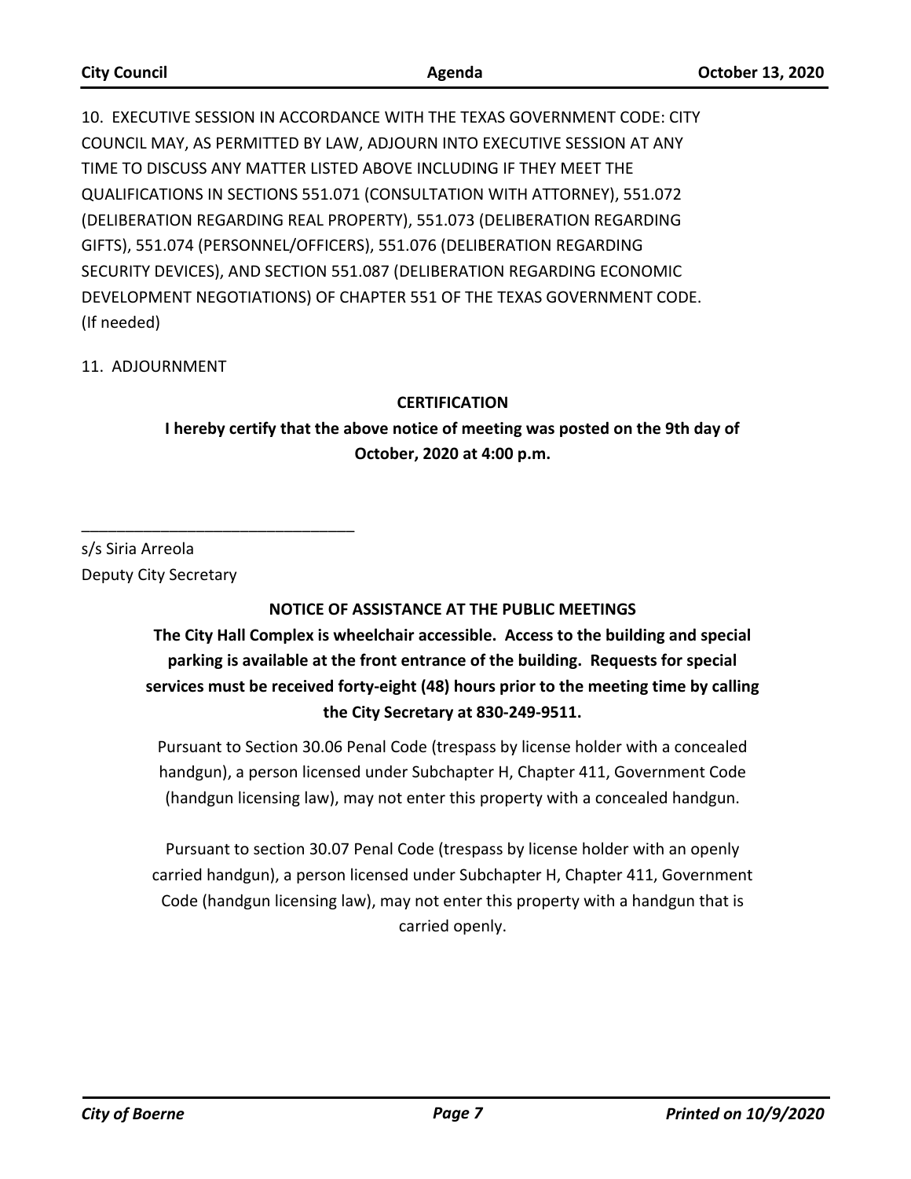10. EXECUTIVE SESSION IN ACCORDANCE WITH THE TEXAS GOVERNMENT CODE: CITY COUNCIL MAY, AS PERMITTED BY LAW, ADJOURN INTO EXECUTIVE SESSION AT ANY TIME TO DISCUSS ANY MATTER LISTED ABOVE INCLUDING IF THEY MEET THE QUALIFICATIONS IN SECTIONS 551.071 (CONSULTATION WITH ATTORNEY), 551.072 (DELIBERATION REGARDING REAL PROPERTY), 551.073 (DELIBERATION REGARDING GIFTS), 551.074 (PERSONNEL/OFFICERS), 551.076 (DELIBERATION REGARDING SECURITY DEVICES), AND SECTION 551.087 (DELIBERATION REGARDING ECONOMIC DEVELOPMENT NEGOTIATIONS) OF CHAPTER 551 OF THE TEXAS GOVERNMENT CODE. (If needed)

11. ADJOURNMENT

**CERTIFICATION**

**I hereby certify that the above notice of meeting was posted on the 9th day of October, 2020 at 4:00 p.m.**

_______________________________

s/s Siria Arreola
Deputy City Secretary

**NOTICE OF ASSISTANCE AT THE PUBLIC MEETINGS**

**The City Hall Complex is wheelchair accessible. Access to the building and special parking is available at the front entrance of the building. Requests for special services must be received forty-eight (48) hours prior to the meeting time by calling the City Secretary at 830-249-9511.**

Pursuant to Section 30.06 Penal Code (trespass by license holder with a concealed handgun), a person licensed under Subchapter H, Chapter 411, Government Code (handgun licensing law), may not enter this property with a concealed handgun.

Pursuant to section 30.07 Penal Code (trespass by license holder with an openly carried handgun), a person licensed under Subchapter H, Chapter 411, Government Code (handgun licensing law), may not enter this property with a handgun that is carried openly.